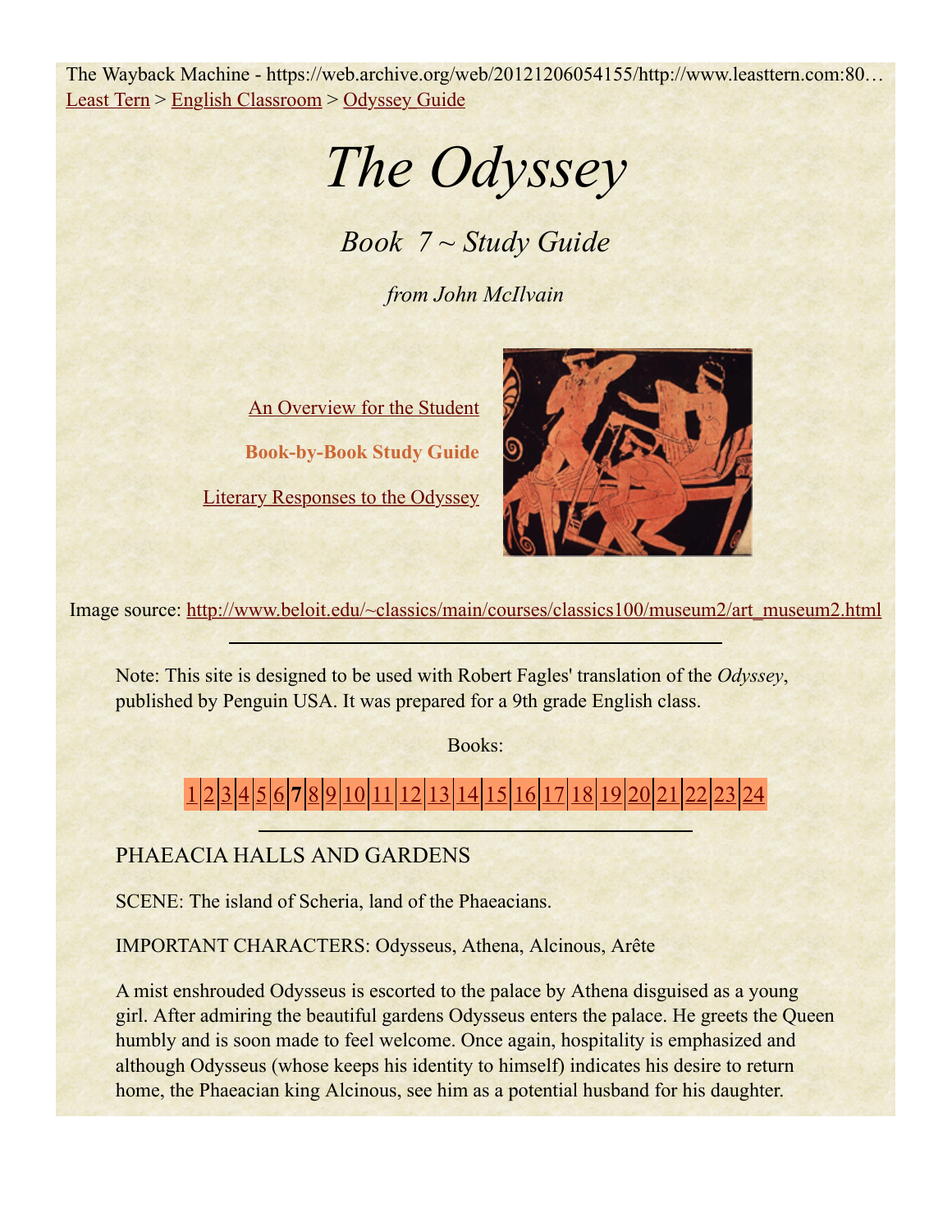The Wayback Machine - https://web.archive.org/web/20121206054155/http://www.leasttern.com:80…

Least Tern > English Classroom > Odyssey Guide

# *The Odyssey*

## *Book 7 ~ Study Guide*

*from John McIlvain*

An Overview for the Student

**Book-by-Book Study Guide**

Literary Responses to the Odyssey

Image source: http://www.beloit.edu/~classics/main/courses/classics100/museum2/art_museum2.html

---

Note: This site is designed to be used with Robert Fagles' translation of the *Odyssey*, published by Penguin USA. It was prepared for a 9th grade English class.

Books:

1 | 2 | 3 | 4 | 5 | 6 | **7** | 8 | 9 | 10 | 11 | 12 | 13 | 14 | 15 | 16 | 17 | 18 | 19 | 20 | 21 | 22 | 23 | 24

---

PHAEACIA HALLS AND GARDENS

SCENE: The island of Scheria, land of the Phaeacians.

IMPORTANT CHARACTERS: Odysseus, Athena, Alcinous, Arête

A mist enshrouded Odysseus is escorted to the palace by Athena disguised as a young girl. After admiring the beautiful gardens Odysseus enters the palace. He greets the Queen humbly and is soon made to feel welcome. Once again, hospitality is emphasized and although Odysseus (whose keeps his identity to himself) indicates his desire to return home, the Phaeacian king Alcinous, see him as a potential husband for his daughter.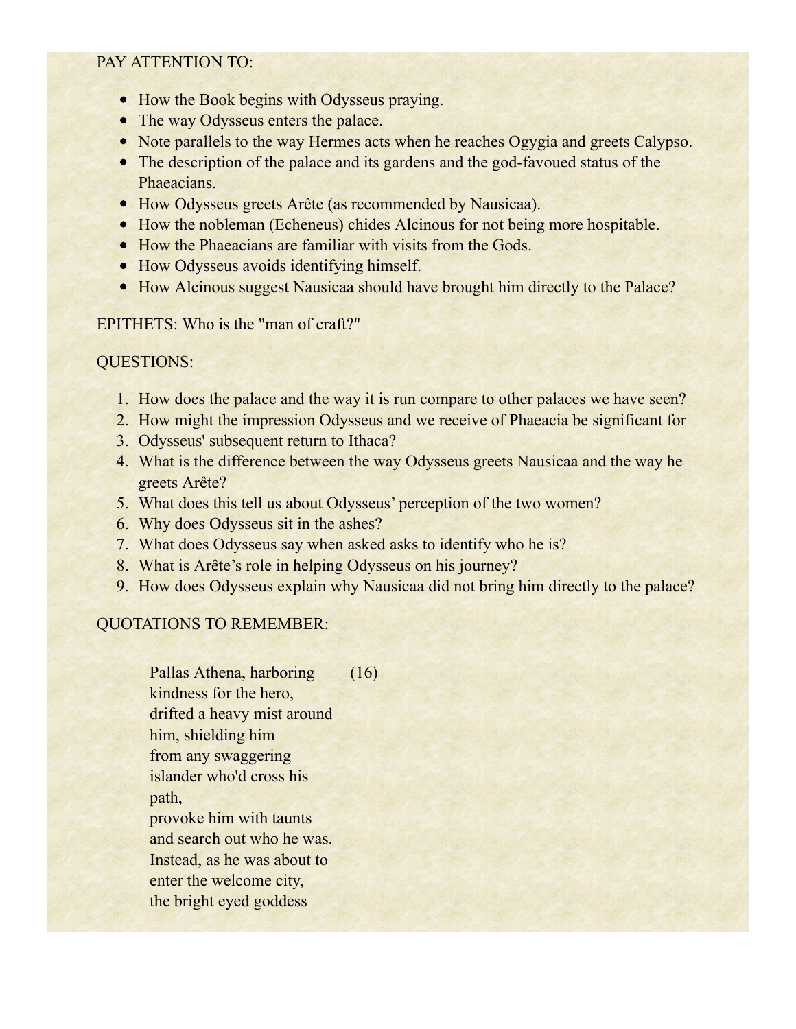PAY ATTENTION TO:

- How the Book begins with Odysseus praying.
- The way Odysseus enters the palace.
- Note parallels to the way Hermes acts when he reaches Ogygia and greets Calypso.
- The description of the palace and its gardens and the god-favoued status of the Phaeacians.
- How Odysseus greets Arête (as recommended by Nausicaa).
- How the nobleman (Echeneus) chides Alcinous for not being more hospitable.
- How the Phaeacians are familiar with visits from the Gods.
- How Odysseus avoids identifying himself.
- How Alcinous suggest Nausicaa should have brought him directly to the Palace?

EPITHETS: Who is the "man of craft?"

QUESTIONS:

1. How does the palace and the way it is run compare to other palaces we have seen?
2. How might the impression Odysseus and we receive of Phaeacia be significant for
3. Odysseus' subsequent return to Ithaca?
4. What is the difference between the way Odysseus greets Nausicaa and the way he greets Arête?
5. What does this tell us about Odysseus' perception of the two women?
6. Why does Odysseus sit in the ashes?
7. What does Odysseus say when asked asks to identify who he is?
8. What is Arête's role in helping Odysseus on his journey?
9. How does Odysseus explain why Nausicaa did not bring him directly to the palace?

QUOTATIONS TO REMEMBER:

> Pallas Athena, harboring kindness for the hero, (16)
> drifted a heavy mist around him, shielding him
> from any swaggering islander who'd cross his path,
> provoke him with taunts and search out who he was.
> Instead, as he was about to enter the welcome city,
> the bright eyed goddess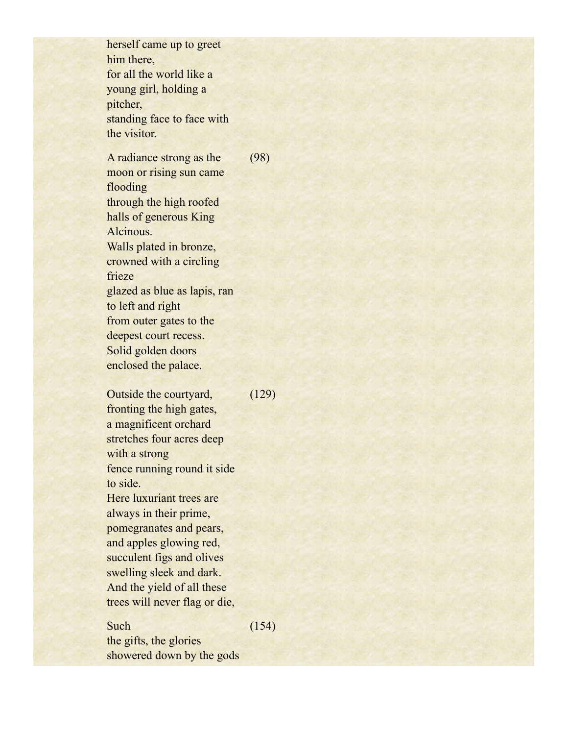herself came up to greet him there,
for all the world like a young girl, holding a pitcher,
standing face to face with the visitor.

A radiance strong as the moon or rising sun came flooding (98)
through the high roofed halls of generous King Alcinous.
Walls plated in bronze, crowned with a circling frieze
glazed as blue as lapis, ran to left and right
from outer gates to the deepest court recess.
Solid golden doors enclosed the palace.

Outside the courtyard, fronting the high gates, (129)
a magnificent orchard stretches four acres deep with a strong
fence running round it side to side.
Here luxuriant trees are always in their prime,
pomegranates and pears, and apples glowing red,
succulent figs and olives swelling sleek and dark.
And the yield of all these trees will never flag or die,

Such (154)
the gifts, the glories showered down by the gods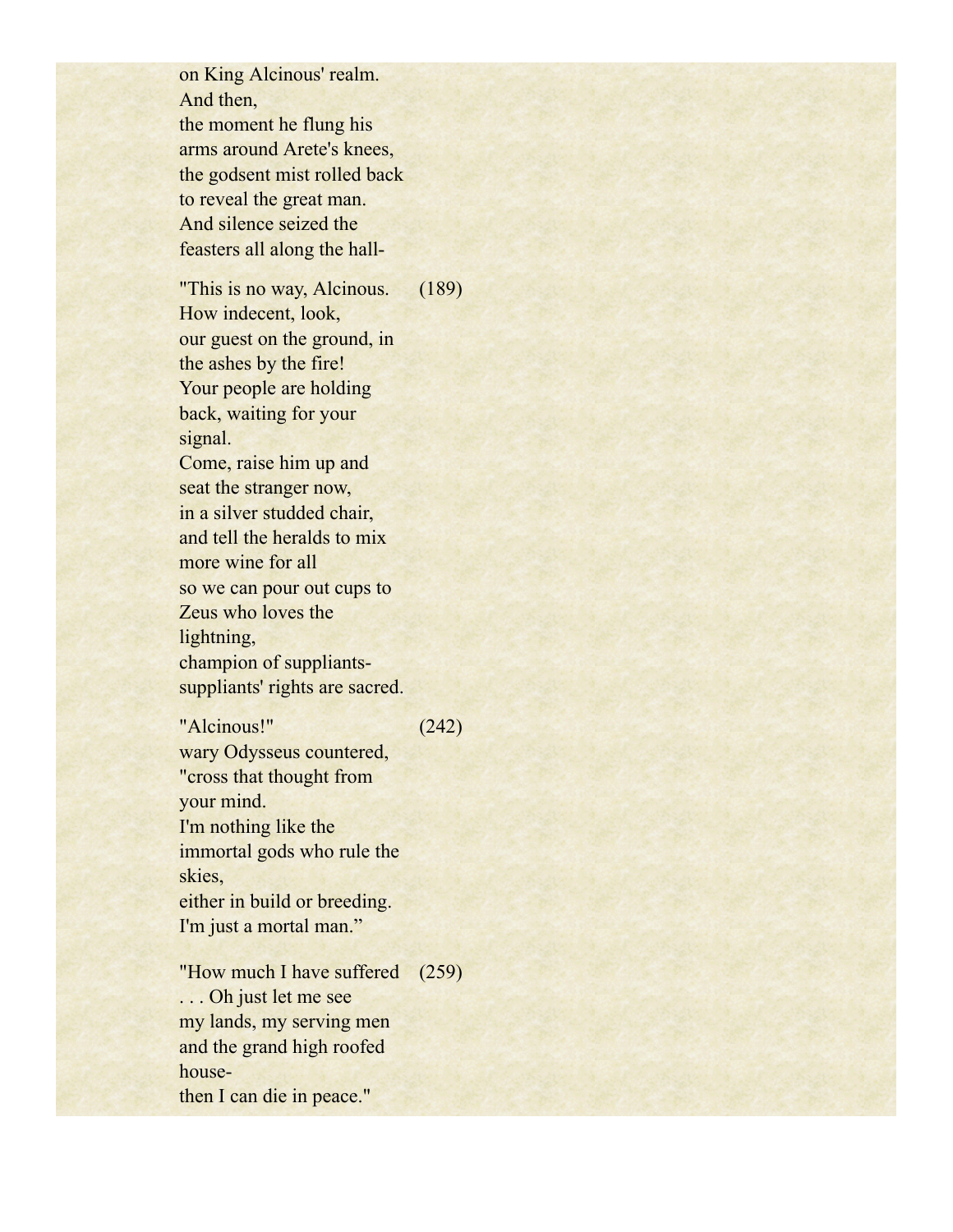on King Alcinous' realm.
And then,
the moment he flung his arms around Arete's knees,
the godsent mist rolled back to reveal the great man.
And silence seized the feasters all along the hall-

"This is no way, Alcinous. (189)
How indecent, look,
our guest on the ground, in the ashes by the fire!
Your people are holding back, waiting for your signal.
Come, raise him up and seat the stranger now,
in a silver studded chair,
and tell the heralds to mix more wine for all
so we can pour out cups to Zeus who loves the lightning,
champion of suppliants-
suppliants' rights are sacred.

"Alcinous!" (242)
wary Odysseus countered,
"cross that thought from your mind.
I'm nothing like the immortal gods who rule the skies,
either in build or breeding.
I'm just a mortal man."

"How much I have suffered (259)
. . . Oh just let me see
my lands, my serving men
and the grand high roofed house-
then I can die in peace."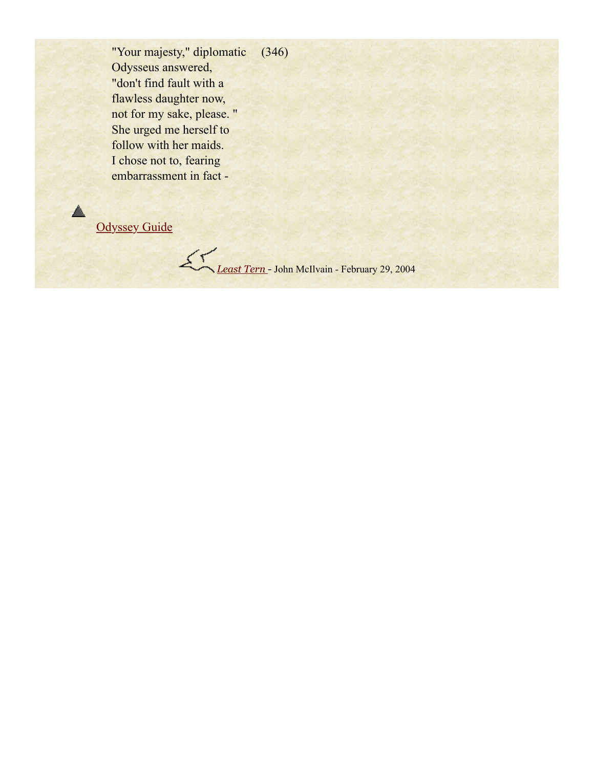"Your majesty," diplomatic (346)
Odysseus answered,
"don't find fault with a
flawless daughter now,
not for my sake, please. "
She urged me herself to
follow with her maids.
I chose not to, fearing
embarrassment in fact -

Odyssey Guide

*Least Tern* - John McIlvain - February 29, 2004